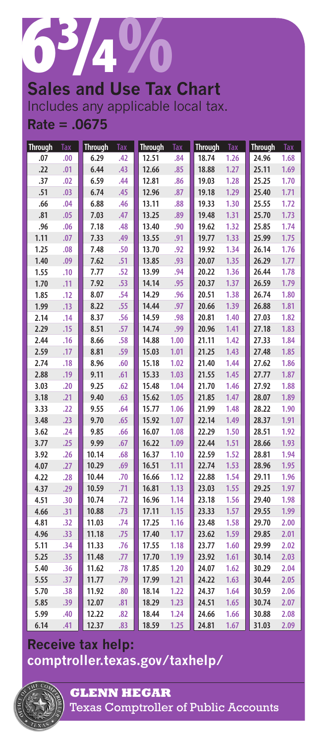# 6¾%

## Sales and Use Tax Chart

Includes any applicable local tax.

**Rate = .0675**

| Through | Tax | Through | Tax | Through | Tax | Through | Tax | Through | Tax |
|---|---|---|---|---|---|---|---|---|---|
| .07 | .00 | 6.29 | .42 | 12.51 | .84 | 18.74 | 1.26 | 24.96 | 1.68 |
| .22 | .01 | 6.44 | .43 | 12.66 | .85 | 18.88 | 1.27 | 25.11 | 1.69 |
| .37 | .02 | 6.59 | .44 | 12.81 | .86 | 19.03 | 1.28 | 25.25 | 1.70 |
| .51 | .03 | 6.74 | .45 | 12.96 | .87 | 19.18 | 1.29 | 25.40 | 1.71 |
| .66 | .04 | 6.88 | .46 | 13.11 | .88 | 19.33 | 1.30 | 25.55 | 1.72 |
| .81 | .05 | 7.03 | .47 | 13.25 | .89 | 19.48 | 1.31 | 25.70 | 1.73 |
| .96 | .06 | 7.18 | .48 | 13.40 | .90 | 19.62 | 1.32 | 25.85 | 1.74 |
| 1.11 | .07 | 7.33 | .49 | 13.55 | .91 | 19.77 | 1.33 | 25.99 | 1.75 |
| 1.25 | .08 | 7.48 | .50 | 13.70 | .92 | 19.92 | 1.34 | 26.14 | 1.76 |
| 1.40 | .09 | 7.62 | .51 | 13.85 | .93 | 20.07 | 1.35 | 26.29 | 1.77 |
| 1.55 | .10 | 7.77 | .52 | 13.99 | .94 | 20.22 | 1.36 | 26.44 | 1.78 |
| 1.70 | .11 | 7.92 | .53 | 14.14 | .95 | 20.37 | 1.37 | 26.59 | 1.79 |
| 1.85 | .12 | 8.07 | .54 | 14.29 | .96 | 20.51 | 1.38 | 26.74 | 1.80 |
| 1.99 | .13 | 8.22 | .55 | 14.44 | .97 | 20.66 | 1.39 | 26.88 | 1.81 |
| 2.14 | .14 | 8.37 | .56 | 14.59 | .98 | 20.81 | 1.40 | 27.03 | 1.82 |
| 2.29 | .15 | 8.51 | .57 | 14.74 | .99 | 20.96 | 1.41 | 27.18 | 1.83 |
| 2.44 | .16 | 8.66 | .58 | 14.88 | 1.00 | 21.11 | 1.42 | 27.33 | 1.84 |
| 2.59 | .17 | 8.81 | .59 | 15.03 | 1.01 | 21.25 | 1.43 | 27.48 | 1.85 |
| 2.74 | .18 | 8.96 | .60 | 15.18 | 1.02 | 21.40 | 1.44 | 27.62 | 1.86 |
| 2.88 | .19 | 9.11 | .61 | 15.33 | 1.03 | 21.55 | 1.45 | 27.77 | 1.87 |
| 3.03 | .20 | 9.25 | .62 | 15.48 | 1.04 | 21.70 | 1.46 | 27.92 | 1.88 |
| 3.18 | .21 | 9.40 | .63 | 15.62 | 1.05 | 21.85 | 1.47 | 28.07 | 1.89 |
| 3.33 | .22 | 9.55 | .64 | 15.77 | 1.06 | 21.99 | 1.48 | 28.22 | 1.90 |
| 3.48 | .23 | 9.70 | .65 | 15.92 | 1.07 | 22.14 | 1.49 | 28.37 | 1.91 |
| 3.62 | .24 | 9.85 | .66 | 16.07 | 1.08 | 22.29 | 1.50 | 28.51 | 1.92 |
| 3.77 | .25 | 9.99 | .67 | 16.22 | 1.09 | 22.44 | 1.51 | 28.66 | 1.93 |
| 3.92 | .26 | 10.14 | .68 | 16.37 | 1.10 | 22.59 | 1.52 | 28.81 | 1.94 |
| 4.07 | .27 | 10.29 | .69 | 16.51 | 1.11 | 22.74 | 1.53 | 28.96 | 1.95 |
| 4.22 | .28 | 10.44 | .70 | 16.66 | 1.12 | 22.88 | 1.54 | 29.11 | 1.96 |
| 4.37 | .29 | 10.59 | .71 | 16.81 | 1.13 | 23.03 | 1.55 | 29.25 | 1.97 |
| 4.51 | .30 | 10.74 | .72 | 16.96 | 1.14 | 23.18 | 1.56 | 29.40 | 1.98 |
| 4.66 | .31 | 10.88 | .73 | 17.11 | 1.15 | 23.33 | 1.57 | 29.55 | 1.99 |
| 4.81 | .32 | 11.03 | .74 | 17.25 | 1.16 | 23.48 | 1.58 | 29.70 | 2.00 |
| 4.96 | .33 | 11.18 | .75 | 17.40 | 1.17 | 23.62 | 1.59 | 29.85 | 2.01 |
| 5.11 | .34 | 11.33 | .76 | 17.55 | 1.18 | 23.77 | 1.60 | 29.99 | 2.02 |
| 5.25 | .35 | 11.48 | .77 | 17.70 | 1.19 | 23.92 | 1.61 | 30.14 | 2.03 |
| 5.40 | .36 | 11.62 | .78 | 17.85 | 1.20 | 24.07 | 1.62 | 30.29 | 2.04 |
| 5.55 | .37 | 11.77 | .79 | 17.99 | 1.21 | 24.22 | 1.63 | 30.44 | 2.05 |
| 5.70 | .38 | 11.92 | .80 | 18.14 | 1.22 | 24.37 | 1.64 | 30.59 | 2.06 |
| 5.85 | .39 | 12.07 | .81 | 18.29 | 1.23 | 24.51 | 1.65 | 30.74 | 2.07 |
| 5.99 | .40 | 12.22 | .82 | 18.44 | 1.24 | 24.66 | 1.66 | 30.88 | 2.08 |
| 6.14 | .41 | 12.37 | .83 | 18.59 | 1.25 | 24.81 | 1.67 | 31.03 | 2.09 |

**Receive tax help:**
**comptroller.texas.gov/taxhelp/**

**GLENN HEGAR**
Texas Comptroller of Public Accounts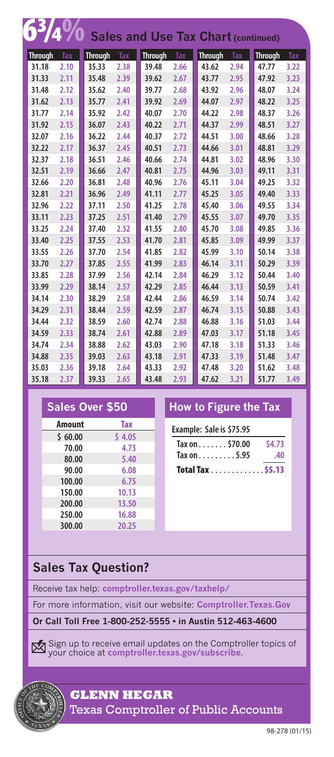# 6¾% Sales and Use Tax Chart (continued)

| Through | Tax | Through | Tax | Through | Tax | Through | Tax | Through | Tax |
|---|---|---|---|---|---|---|---|---|---|
| 31.18 | 2.10 | 35.33 | 2.38 | 39.48 | 2.66 | 43.62 | 2.94 | 47.77 | 3.22 |
| 31.33 | 2.11 | 35.48 | 2.39 | 39.62 | 2.67 | 43.77 | 2.95 | 47.92 | 3.23 |
| 31.48 | 2.12 | 35.62 | 2.40 | 39.77 | 2.68 | 43.92 | 2.96 | 48.07 | 3.24 |
| 31.62 | 2.13 | 35.77 | 2.41 | 39.92 | 2.69 | 44.07 | 2.97 | 48.22 | 3.25 |
| 31.77 | 2.14 | 35.92 | 2.42 | 40.07 | 2.70 | 44.22 | 2.98 | 48.37 | 3.26 |
| 31.92 | 2.15 | 36.07 | 2.43 | 40.22 | 2.71 | 44.37 | 2.99 | 48.51 | 3.27 |
| 32.07 | 2.16 | 36.22 | 2.44 | 40.37 | 2.72 | 44.51 | 3.00 | 48.66 | 3.28 |
| 32.22 | 2.17 | 36.37 | 2.45 | 40.51 | 2.73 | 44.66 | 3.01 | 48.81 | 3.29 |
| 32.37 | 2.18 | 36.51 | 2.46 | 40.66 | 2.74 | 44.81 | 3.02 | 48.96 | 3.30 |
| 32.51 | 2.19 | 36.66 | 2.47 | 40.81 | 2.75 | 44.96 | 3.03 | 49.11 | 3.31 |
| 32.66 | 2.20 | 36.81 | 2.48 | 40.96 | 2.76 | 45.11 | 3.04 | 49.25 | 3.32 |
| 32.81 | 2.21 | 36.96 | 2.49 | 41.11 | 2.77 | 45.25 | 3.05 | 49.40 | 3.33 |
| 32.96 | 2.22 | 37.11 | 2.50 | 41.25 | 2.78 | 45.40 | 3.06 | 49.55 | 3.34 |
| 33.11 | 2.23 | 37.25 | 2.51 | 41.40 | 2.79 | 45.55 | 3.07 | 49.70 | 3.35 |
| 33.25 | 2.24 | 37.40 | 2.52 | 41.55 | 2.80 | 45.70 | 3.08 | 49.85 | 3.36 |
| 33.40 | 2.25 | 37.55 | 2.53 | 41.70 | 2.81 | 45.85 | 3.09 | 49.99 | 3.37 |
| 33.55 | 2.26 | 37.70 | 2.54 | 41.85 | 2.82 | 45.99 | 3.10 | 50.14 | 3.38 |
| 33.70 | 2.27 | 37.85 | 2.55 | 41.99 | 2.83 | 46.14 | 3.11 | 50.29 | 3.39 |
| 33.85 | 2.28 | 37.99 | 2.56 | 42.14 | 2.84 | 46.29 | 3.12 | 50.44 | 3.40 |
| 33.99 | 2.29 | 38.14 | 2.57 | 42.29 | 2.85 | 46.44 | 3.13 | 50.59 | 3.41 |
| 34.14 | 2.30 | 38.29 | 2.58 | 42.44 | 2.86 | 46.59 | 3.14 | 50.74 | 3.42 |
| 34.29 | 2.31 | 38.44 | 2.59 | 42.59 | 2.87 | 46.74 | 3.15 | 50.88 | 3.43 |
| 34.44 | 2.32 | 38.59 | 2.60 | 42.74 | 2.88 | 46.88 | 3.16 | 51.03 | 3.44 |
| 34.59 | 2.33 | 38.74 | 2.61 | 42.88 | 2.89 | 47.03 | 3.17 | 51.18 | 3.45 |
| 34.74 | 2.34 | 38.88 | 2.62 | 43.03 | 2.90 | 47.18 | 3.18 | 51.33 | 3.46 |
| 34.88 | 2.35 | 39.03 | 2.63 | 43.18 | 2.91 | 47.33 | 3.19 | 51.48 | 3.47 |
| 35.03 | 2.36 | 39.18 | 2.64 | 43.33 | 2.92 | 47.48 | 3.20 | 51.62 | 3.48 |
| 35.18 | 2.37 | 39.33 | 2.65 | 43.48 | 2.93 | 47.62 | 3.21 | 51.77 | 3.49 |

## Sales Over $50

| Amount | Tax |
|---|---|
| $ 60.00 | $ 4.05 |
| 70.00 | 4.73 |
| 80.00 | 5.40 |
| 90.00 | 6.08 |
| 100.00 | 6.75 |
| 150.00 | 10.13 |
| 200.00 | 13.50 |
| 250.00 | 16.88 |
| 300.00 | 20.25 |

## How to Figure the Tax

**Example: Sale is $75.95**

| | |
|---|---|
| Tax on . . . . . . . $70.00 | $4.73 |
| Tax on . . . . . . . . . 5.95 | .40 |
| **Total Tax . . . . . . . . . . . . .** | **$5.13** |

## Sales Tax Question?

Receive tax help: **comptroller.texas.gov/taxhelp/**

For more information, visit our website: **Comptroller.Texas.Gov**

**Or Call Toll Free 1-800-252-5555 • in Austin 512-463-4600**

Sign up to receive email updates on the Comptroller topics of your choice at **comptroller.texas.gov/subscribe**.

**GLENN HEGAR**
Texas Comptroller of Public Accounts

98-278 (01/15)